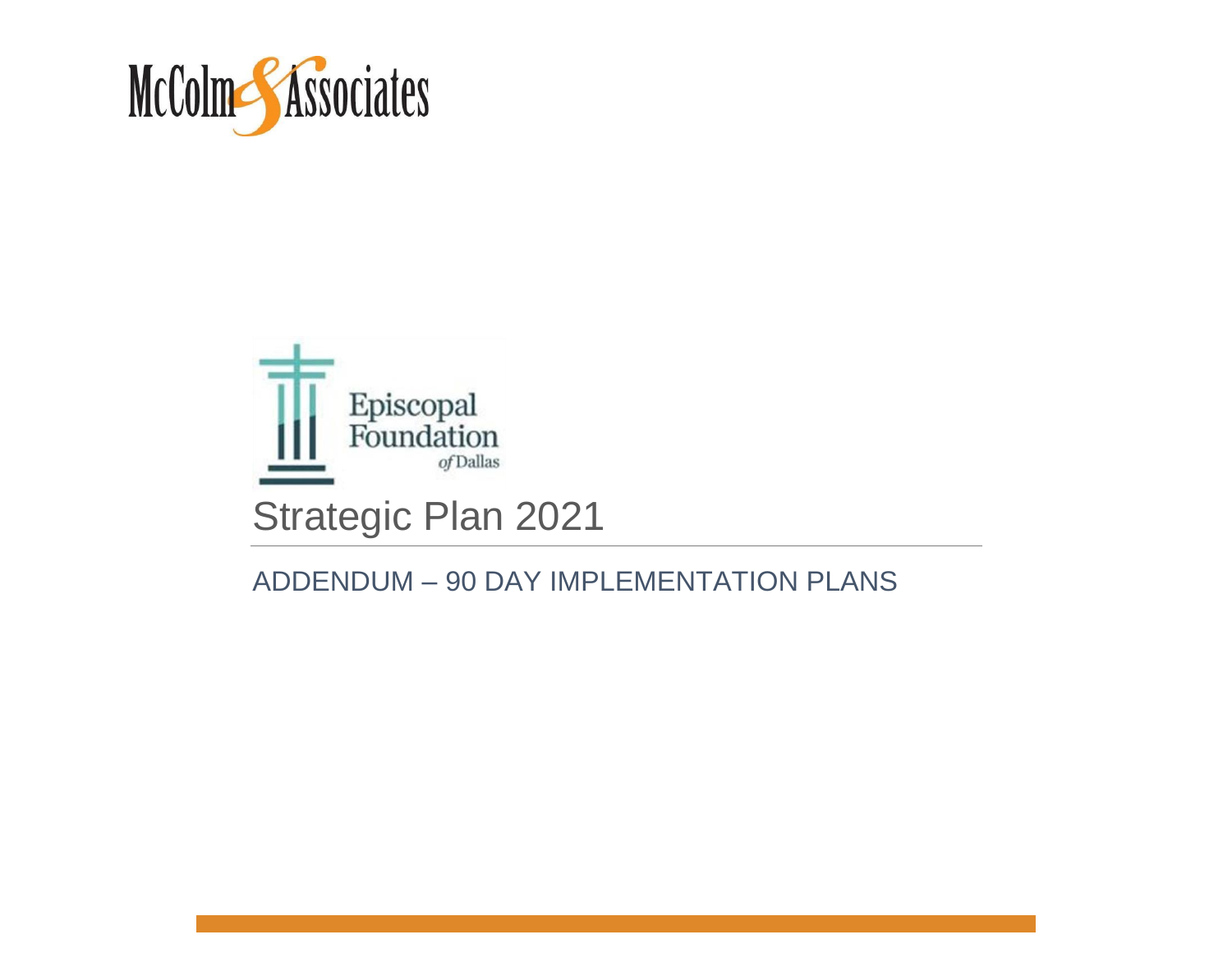McColm & Associates

Episcopal Foundation *of* Dallas

# Strategic Plan 2021

## ADDENDUM – 90 DAY IMPLEMENTATION PLANS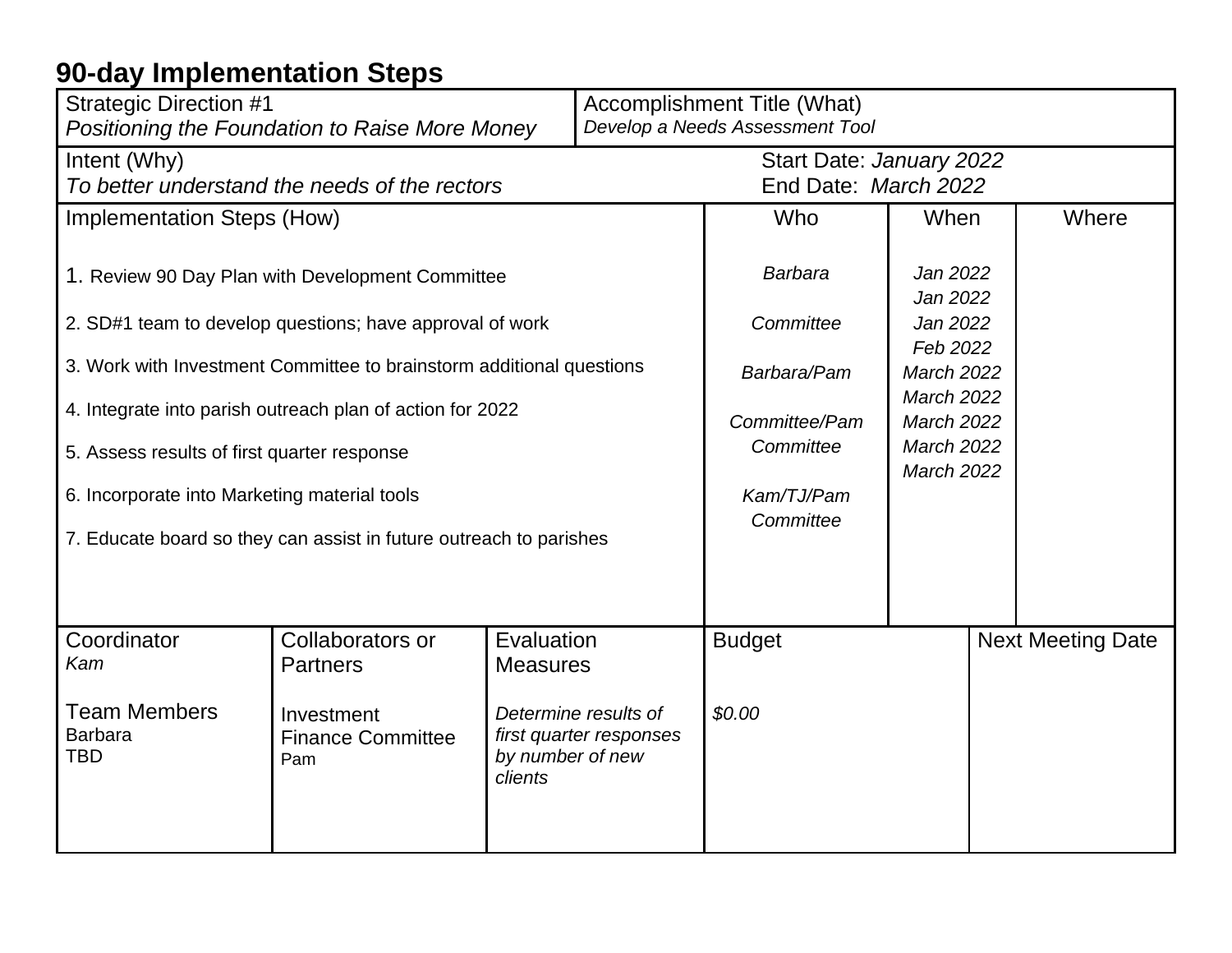## 90-day Implementation Steps

| Strategic Direction #1<br>*Positioning the Foundation to Raise More Money* | Accomplishment Title (What)<br>*Develop a Needs Assessment Tool* |
|---|---|
| Intent (Why)<br>*To better understand the needs of the rectors* | Start Date: *January 2022*<br>End Date: *March 2022* |

| Implementation Steps (How) | Who | When | Where |
|---|---|---|---|
| 1. Review 90 Day Plan with Development Committee | *Barbara* | *Jan 2022* | |
| 2. SD#1 team to develop questions; have approval of work | *Committee* | *Jan 2022* | |
| 3. Work with Investment Committee to brainstorm additional questions | *Barbara/Pam* | *Jan 2022* | |
| 4. Integrate into parish outreach plan of action for 2022 | *Committee/Pam* | *Feb 2022* | |
| 5. Assess results of first quarter response | *Committee* | *March 2022* | |
| 6. Incorporate into Marketing material tools | *Kam/TJ/Pam* | *March 2022* | |
| 7. Educate board so they can assist in future outreach to parishes | *Committee* | *March 2022* | |
| | | *March 2022* | |
| | | *March 2022* | |

| Coordinator | Collaborators or Partners | Evaluation Measures | Budget | Next Meeting Date |
|---|---|---|---|---|
| *Kam*<br><br>Team Members<br>Barbara<br>TBD | Investment<br>Finance Committee<br>Pam | *Determine results of first quarter responses by number of new clients* | *$0.00* | |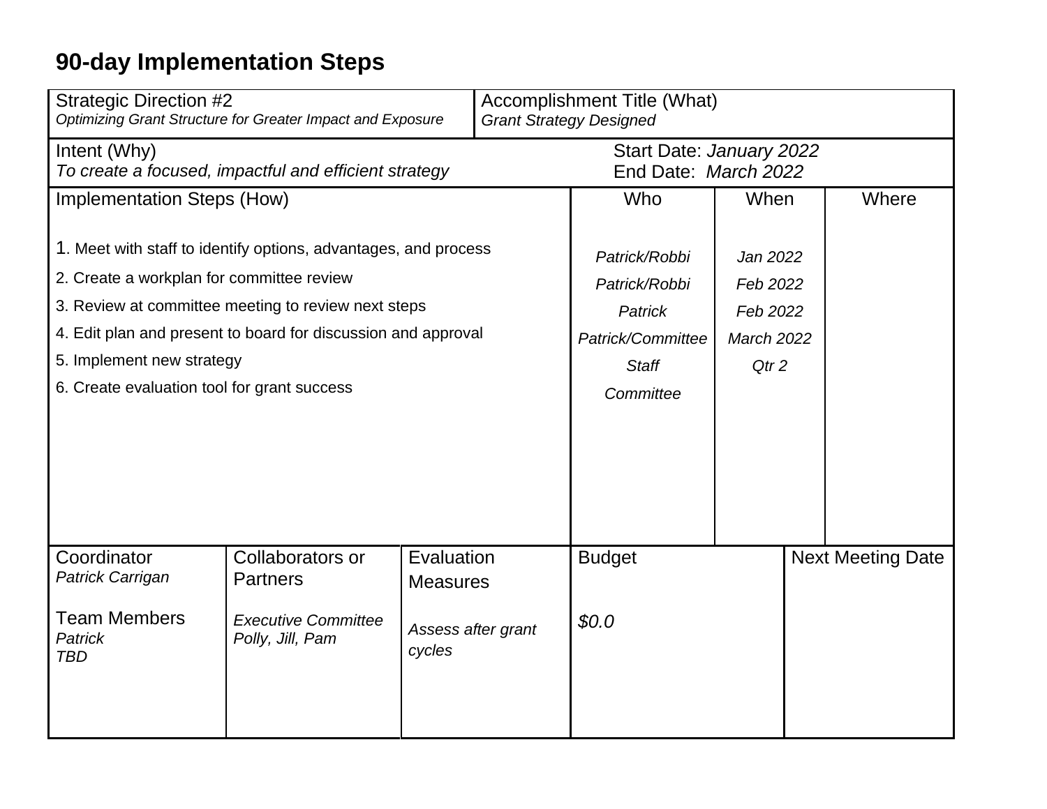# 90-day Implementation Steps

| Strategic Direction #2<br>*Optimizing Grant Structure for Greater Impact and Exposure* | Accomplishment Title (What)<br>*Grant Strategy Designed* | | |
|---|---|---|---|
| Intent (Why)<br>*To create a focused, impactful and efficient strategy* | Start Date: *January 2022*<br>End Date: *March 2022* | | |
| **Implementation Steps (How)** | **Who** | **When** | **Where** |
| 1. Meet with staff to identify options, advantages, and process | *Patrick/Robbi* | *Jan 2022* | |
| 2. Create a workplan for committee review | *Patrick/Robbi* | *Feb 2022* | |
| 3. Review at committee meeting to review next steps | *Patrick* | *Feb 2022* | |
| 4. Edit plan and present to board for discussion and approval | *Patrick/Committee* | *March 2022* | |
| 5. Implement new strategy | *Staff* | *Qtr 2* | |
| 6. Create evaluation tool for grant success | *Committee* | | |

| Coordinator | Collaborators or Partners | Evaluation Measures | Budget | Next Meeting Date |
|---|---|---|---|---|
| *Patrick Carrigan*<br><br>Team Members<br>*Patrick*<br>*TBD* | *Executive Committee*<br>*Polly, Jill, Pam* | *Assess after grant cycles* | *$0.0* | |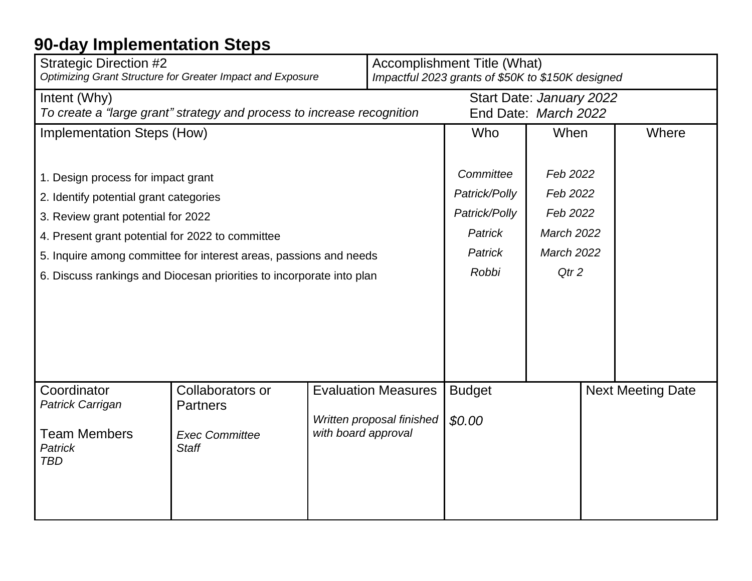## 90-day Implementation Steps

| Strategic Direction #2 | Accomplishment Title (What) |
|---|---|
| *Optimizing Grant Structure for Greater Impact and Exposure* | *Impactful 2023 grants of $50K to $150K designed* |

| Intent (Why) | Start Date: *January 2022* |
|---|---|
| *To create a "large grant" strategy and process to increase recognition* | End Date: *March 2022* |

| Implementation Steps (How) | Who | When | Where |
|---|---|---|---|
| 1. Design process for impact grant | *Committee* | *Feb 2022* | |
| 2. Identify potential grant categories | *Patrick/Polly* | *Feb 2022* | |
| 3. Review grant potential for 2022 | *Patrick/Polly* | *Feb 2022* | |
| 4. Present grant potential for 2022 to committee | *Patrick* | *March 2022* | |
| 5. Inquire among committee for interest areas, passions and needs | *Patrick* | *March 2022* | |
| 6. Discuss rankings and Diocesan priorities to incorporate into plan | *Robbi* | *Qtr 2* | |

| Coordinator | Collaborators or Partners | Evaluation Measures | Budget | Next Meeting Date |
|---|---|---|---|---|
| *Patrick Carrigan*<br><br>Team Members<br>*Patrick*<br>*TBD* | *Exec Committee*<br>*Staff* | *Written proposal finished with board approval* | *$0.00* | |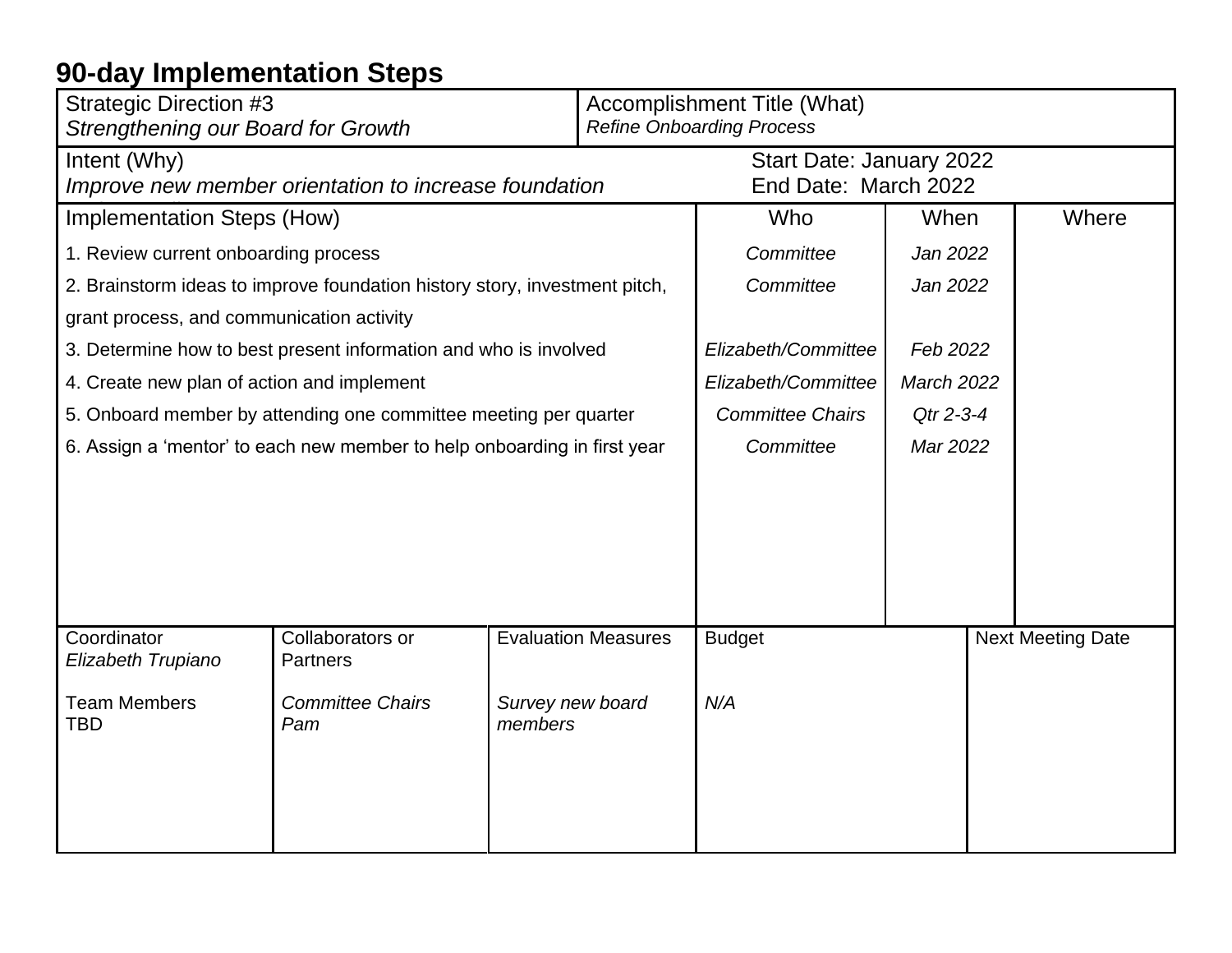# 90-day Implementation Steps

| Strategic Direction #3 | Accomplishment Title (What) |
|---|---|
| *Strengthening our Board for Growth* | *Refine Onboarding Process* |

| Intent (Why) | |
|---|---|
| *Improve new member orientation to increase foundation* | Start Date: January 2022<br>End Date: March 2022 |

| Implementation Steps (How) | Who | When | Where |
|---|---|---|---|
| 1. Review current onboarding process | *Committee* | *Jan 2022* | |
| 2. Brainstorm ideas to improve foundation history story, investment pitch, grant process, and communication activity | *Committee* | *Jan 2022* | |
| 3. Determine how to best present information and who is involved | *Elizabeth/Committee* | *Feb 2022* | |
| 4. Create new plan of action and implement | *Elizabeth/Committee* | *March 2022* | |
| 5. Onboard member by attending one committee meeting per quarter | *Committee Chairs* | *Qtr 2-3-4* | |
| 6. Assign a 'mentor' to each new member to help onboarding in first year | *Committee* | *Mar 2022* | |

| Coordinator | Collaborators or Partners | Evaluation Measures | Budget | Next Meeting Date |
|---|---|---|---|---|
| *Elizabeth Trupiano*<br><br>Team Members<br>TBD | *Committee Chairs*<br>*Pam* | *Survey new board members* | *N/A* | |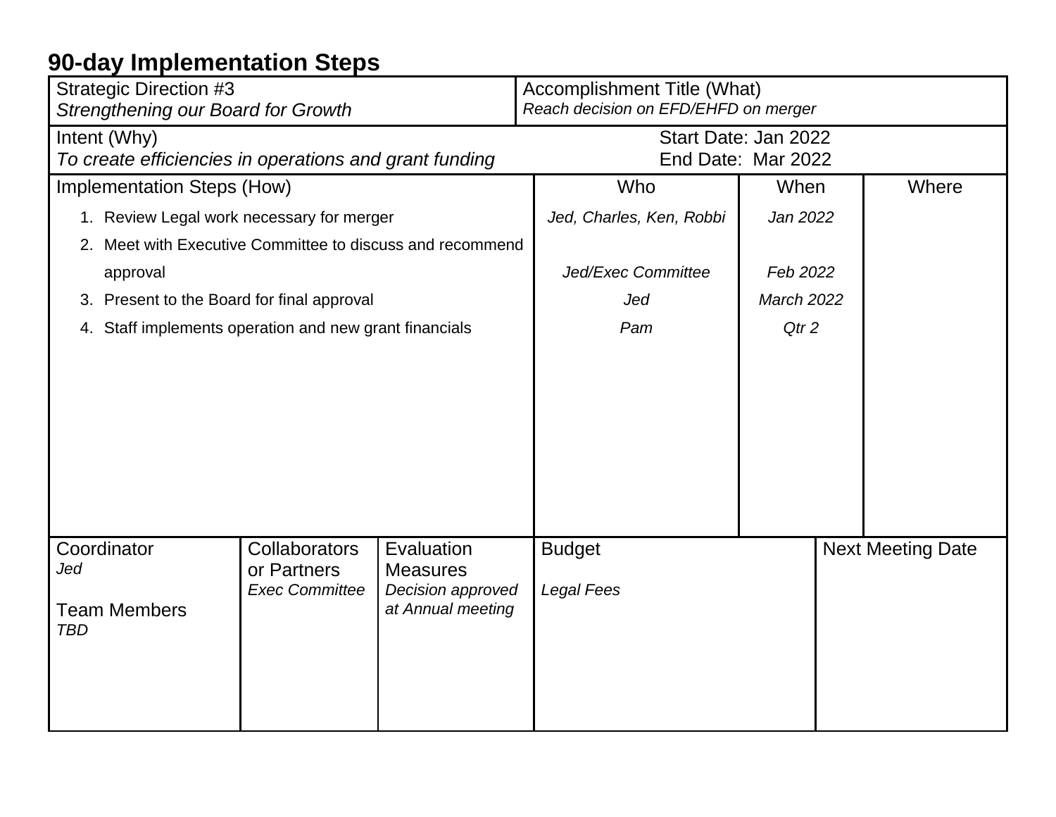## 90-day Implementation Steps

| Strategic Direction #3 | Accomplishment Title (What) |
|---|---|
| *Strengthening our Board for Growth* | *Reach decision on EFD/EHFD on merger* |

| Intent (Why) | Start Date: Jan 2022 |
|---|---|
| *To create efficiencies in operations and grant funding* | End Date: Mar 2022 |

| Implementation Steps (How) | Who | When | Where |
|---|---|---|---|
| 1. Review Legal work necessary for merger | *Jed, Charles, Ken, Robbi* | *Jan 2022* | |
| 2. Meet with Executive Committee to discuss and recommend approval | *Jed/Exec Committee* | *Feb 2022* | |
| 3. Present to the Board for final approval | *Jed* | *March 2022* | |
| 4. Staff implements operation and new grant financials | *Pam* | *Qtr 2* | |

| Coordinator | Collaborators or Partners | Evaluation Measures | Budget | Next Meeting Date |
|---|---|---|---|---|
| *Jed*<br><br>Team Members<br>*TBD* | *Exec Committee* | *Decision approved at Annual meeting* | *Legal Fees* | |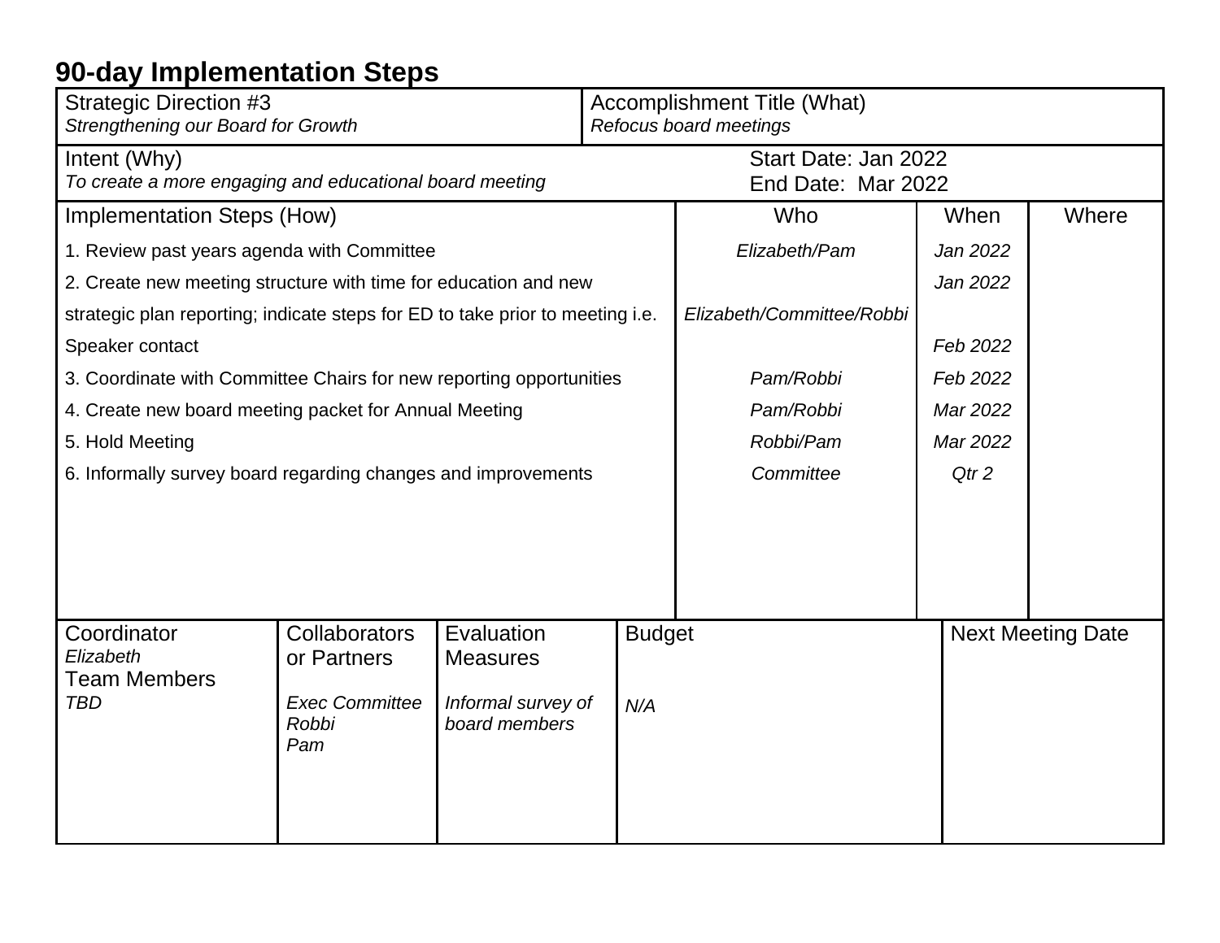## 90-day Implementation Steps

| Strategic Direction #3 | Accomplishment Title (What) |
|---|---|
| *Strengthening our Board for Growth* | *Refocus board meetings* |

| Intent (Why) | |
|---|---|
| *To create a more engaging and educational board meeting* | Start Date: Jan 2022<br>End Date: Mar 2022 |

| Implementation Steps (How) | Who | When | Where |
|---|---|---|---|
| 1. Review past years agenda with Committee | *Elizabeth/Pam* | *Jan 2022* | |
| 2. Create new meeting structure with time for education and new strategic plan reporting; indicate steps for ED to take prior to meeting i.e. Speaker contact | *Elizabeth/Committee/Robbi* | *Jan 2022*<br>*Feb 2022* | |
| 3. Coordinate with Committee Chairs for new reporting opportunities | *Pam/Robbi* | *Feb 2022* | |
| 4. Create new board meeting packet for Annual Meeting | *Pam/Robbi* | *Mar 2022* | |
| 5. Hold Meeting | *Robbi/Pam* | *Mar 2022* | |
| 6. Informally survey board regarding changes and improvements | *Committee* | *Qtr 2* | |

| Coordinator | Collaborators or Partners | Evaluation Measures | Budget | Next Meeting Date |
|---|---|---|---|---|
| *Elizabeth*<br>Team Members<br>*TBD* | *Exec Committee*<br>*Robbi*<br>*Pam* | *Informal survey of board members* | *N/A* | |